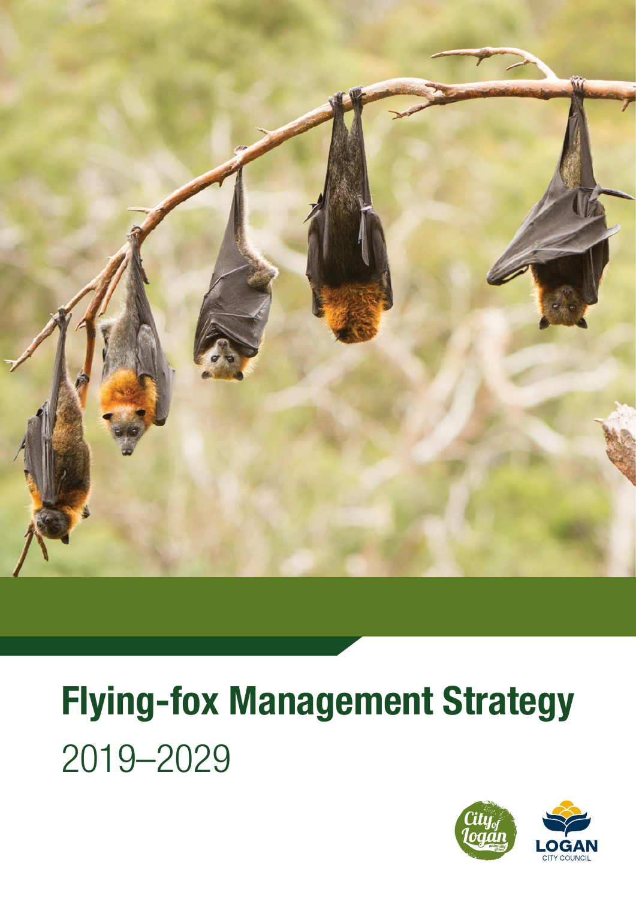# Flying-fox Management Strategy

2019–2029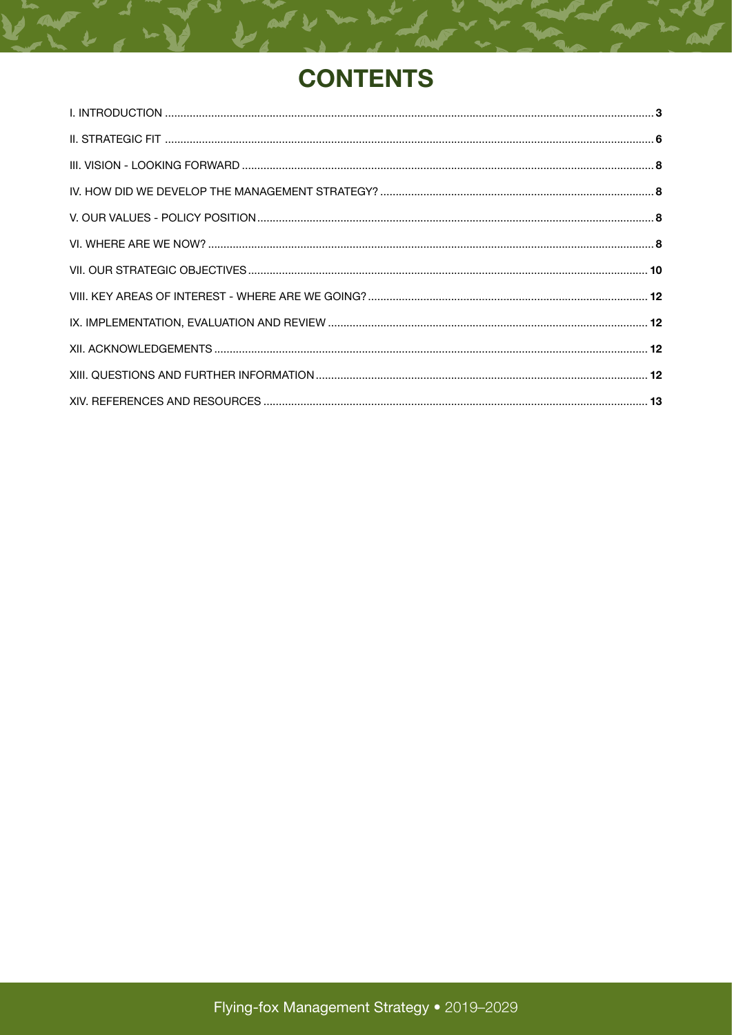# CONTENTS

I. INTRODUCTION .................................................... 3

II. STRATEGIC FIT .................................................... 6

III. VISION - LOOKING FORWARD .................................................... 8

IV. HOW DID WE DEVELOP THE MANAGEMENT STRATEGY? .................................................... 8

V. OUR VALUES - POLICY POSITION .................................................... 8

VI. WHERE ARE WE NOW? .................................................... 8

VII. OUR STRATEGIC OBJECTIVES .................................................... 10

VIII. KEY AREAS OF INTEREST - WHERE ARE WE GOING? .................................................... 12

IX. IMPLEMENTATION, EVALUATION AND REVIEW .................................................... 12

XII. ACKNOWLEDGEMENTS .................................................... 12

XIII. QUESTIONS AND FURTHER INFORMATION .................................................... 12

XIV. REFERENCES AND RESOURCES .................................................... 13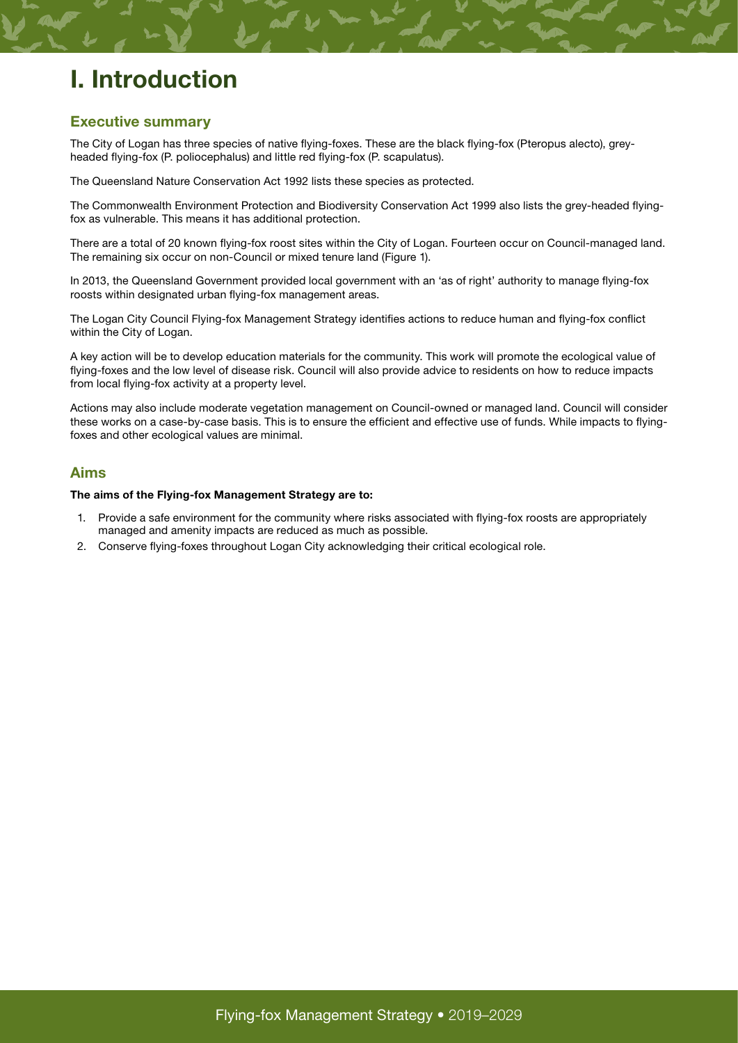# I. Introduction

## Executive summary

The City of Logan has three species of native flying-foxes. These are the black flying-fox (Pteropus alecto), grey-headed flying-fox (P. poliocephalus) and little red flying-fox (P. scapulatus).

The Queensland Nature Conservation Act 1992 lists these species as protected.

The Commonwealth Environment Protection and Biodiversity Conservation Act 1999 also lists the grey-headed flying-fox as vulnerable. This means it has additional protection.

There are a total of 20 known flying-fox roost sites within the City of Logan. Fourteen occur on Council-managed land. The remaining six occur on non-Council or mixed tenure land (Figure 1).

In 2013, the Queensland Government provided local government with an 'as of right' authority to manage flying-fox roosts within designated urban flying-fox management areas.

The Logan City Council Flying-fox Management Strategy identifies actions to reduce human and flying-fox conflict within the City of Logan.

A key action will be to develop education materials for the community. This work will promote the ecological value of flying-foxes and the low level of disease risk. Council will also provide advice to residents on how to reduce impacts from local flying-fox activity at a property level.

Actions may also include moderate vegetation management on Council-owned or managed land. Council will consider these works on a case-by-case basis. This is to ensure the efficient and effective use of funds. While impacts to flying-foxes and other ecological values are minimal.

## Aims

**The aims of the Flying-fox Management Strategy are to:**

1. Provide a safe environment for the community where risks associated with flying-fox roosts are appropriately managed and amenity impacts are reduced as much as possible.
2. Conserve flying-foxes throughout Logan City acknowledging their critical ecological role.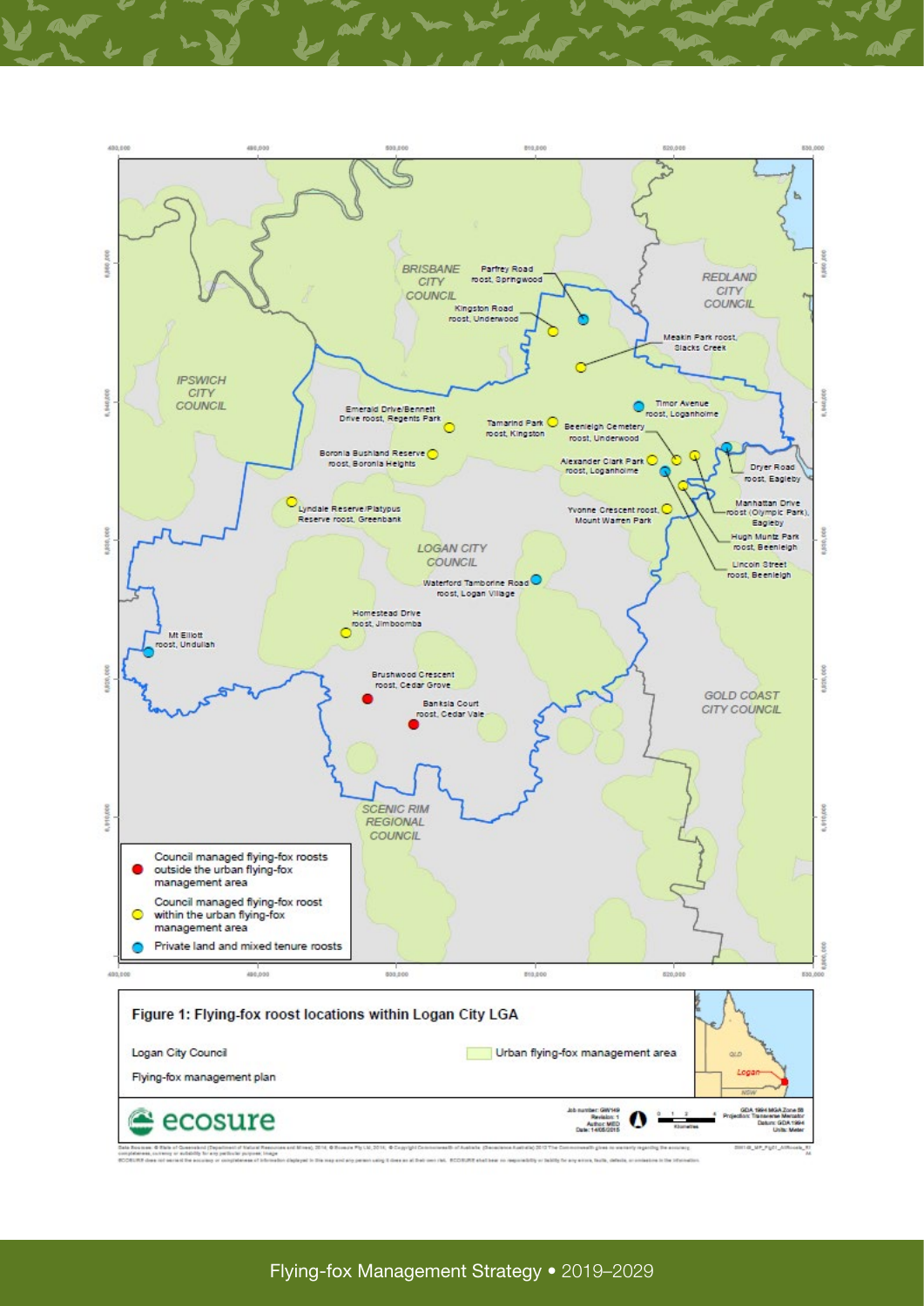BRISBANE CITY COUNCIL

REDLAND CITY COUNCIL

IPSWICH CITY COUNCIL

LOGAN CITY COUNCIL

GOLD COAST CITY COUNCIL

SCENIC RIM REGIONAL COUNCIL

Parfrey Road roost, Springwood

Kingston Road roost, Underwood

Meakin Park roost, Slacks Creek

Emerald Drive/Bennett Drive roost, Regents Park

Tamarind Park roost, Kingston

Timor Avenue roost, Loganholme

Beenleigh Cemetery roost, Underwood

Boronia Bushland Reserve roost, Boronia Heights

Alexander Clark Park roost, Loganholme

Dryer Road roost, Eagleby

Lyndale Reserve/Platypus Reserve roost, Greenbank

Yvonne Crescent roost, Mount Warren Park

Manhattan Drive roost (Olympic Park), Eagleby

Hugh Muntz Park roost, Beenleigh

Lincoln Street roost, Beenleigh

Waterford Tamborine Road roost, Logan Village

Homestead Drive roost, Jimboomba

Mt Elliott roost, Undullah

Brushwood Crescent roost, Cedar Grove

Banksia Court roost, Cedar Vale

- Council managed flying-fox roosts outside the urban flying-fox management area
- Council managed flying-fox roost within the urban flying-fox management area
- Private land and mixed tenure roosts

**Figure 1: Flying-fox roost locations within Logan City LGA**

Logan City Council

Flying-fox management plan

Urban flying-fox management area

ecosure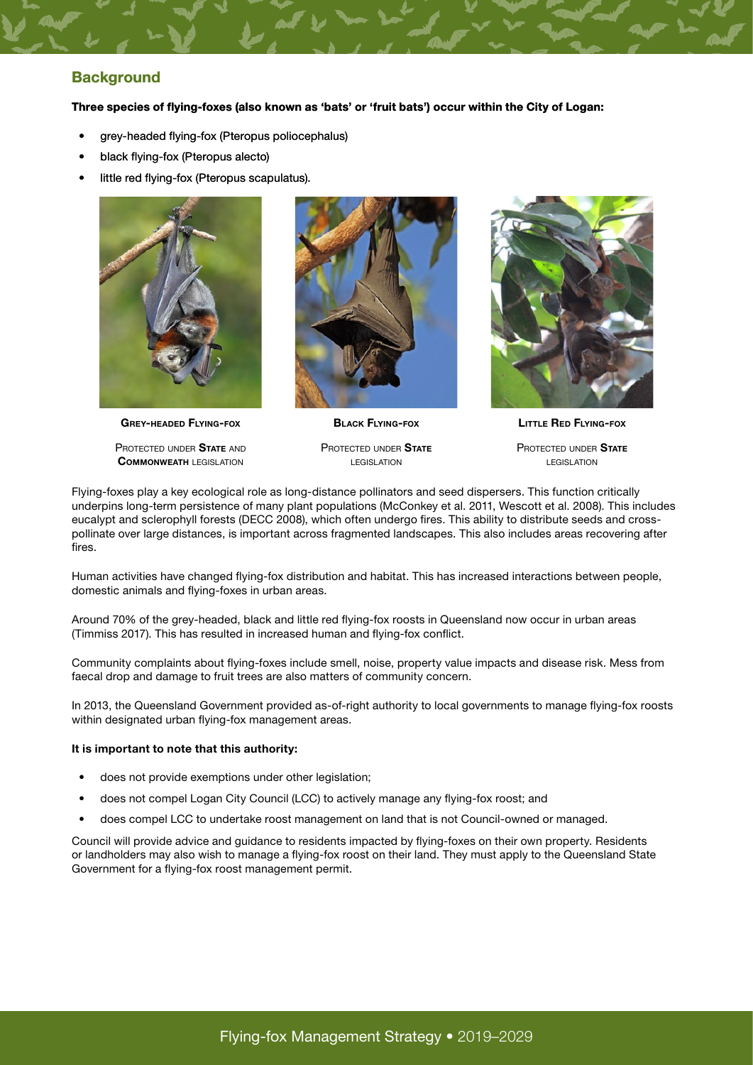## Background

**Three species of flying-foxes (also known as 'bats' or 'fruit bats') occur within the City of Logan:**

- grey-headed flying-fox (Pteropus poliocephalus)
- black flying-fox (Pteropus alecto)
- little red flying-fox (Pteropus scapulatus).

**Grey-headed Flying-fox**

Protected under **State** and **Commonweath** legislation

**Black Flying-fox**

Protected under **State** legislation

**Little Red Flying-fox**

Protected under **State** legislation

Flying-foxes play a key ecological role as long-distance pollinators and seed dispersers. This function critically underpins long-term persistence of many plant populations (McConkey et al. 2011, Wescott et al. 2008). This includes eucalypt and sclerophyll forests (DECC 2008), which often undergo fires. This ability to distribute seeds and cross-pollinate over large distances, is important across fragmented landscapes. This also includes areas recovering after fires.

Human activities have changed flying-fox distribution and habitat. This has increased interactions between people, domestic animals and flying-foxes in urban areas.

Around 70% of the grey-headed, black and little red flying-fox roosts in Queensland now occur in urban areas (Timmiss 2017). This has resulted in increased human and flying-fox conflict.

Community complaints about flying-foxes include smell, noise, property value impacts and disease risk. Mess from faecal drop and damage to fruit trees are also matters of community concern.

In 2013, the Queensland Government provided as-of-right authority to local governments to manage flying-fox roosts within designated urban flying-fox management areas.

**It is important to note that this authority:**

- does not provide exemptions under other legislation;
- does not compel Logan City Council (LCC) to actively manage any flying-fox roost; and
- does compel LCC to undertake roost management on land that is not Council-owned or managed.

Council will provide advice and guidance to residents impacted by flying-foxes on their own property. Residents or landholders may also wish to manage a flying-fox roost on their land. They must apply to the Queensland State Government for a flying-fox roost management permit.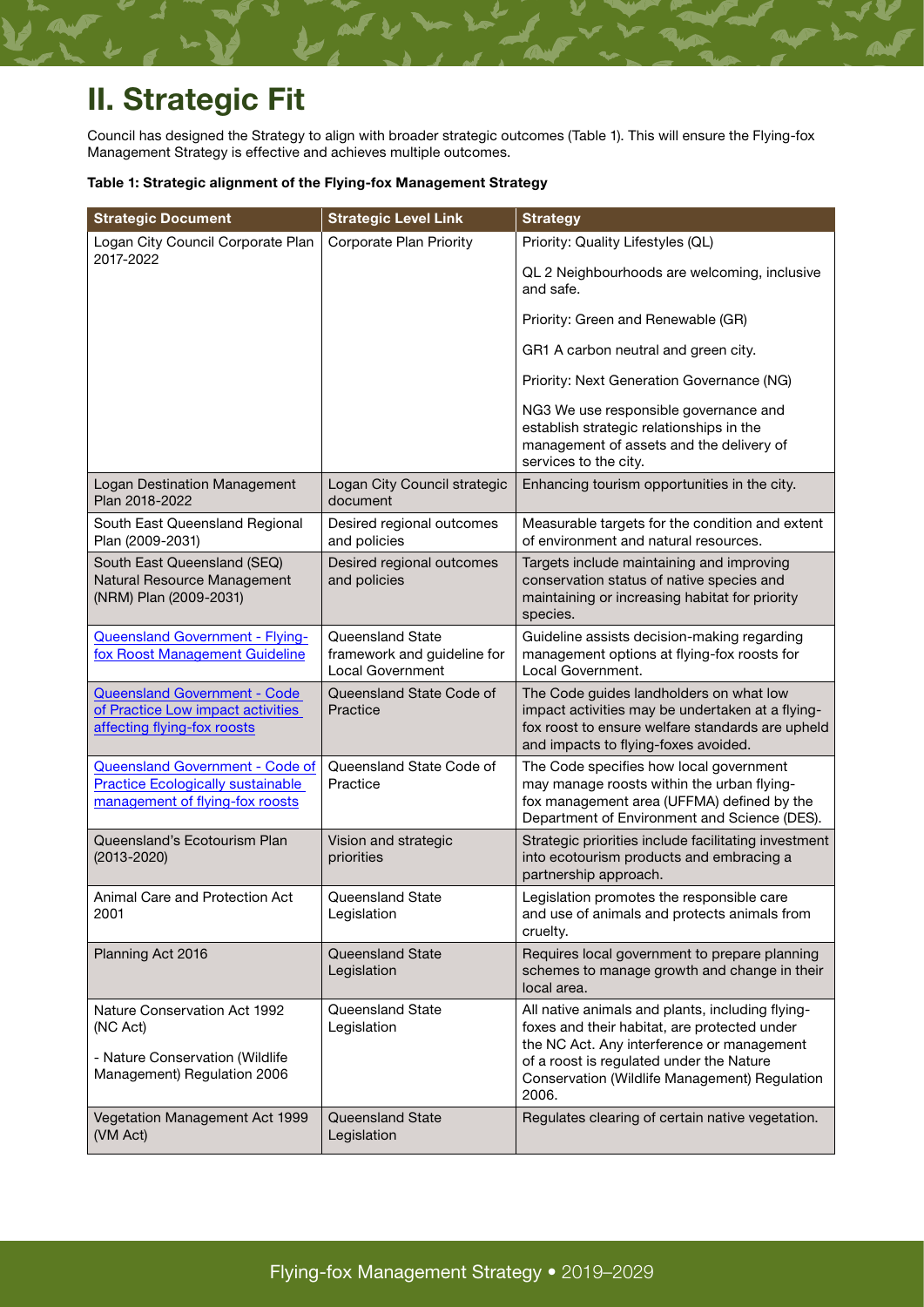# II. Strategic Fit

Council has designed the Strategy to align with broader strategic outcomes (Table 1). This will ensure the Flying-fox Management Strategy is effective and achieves multiple outcomes.

**Table 1: Strategic alignment of the Flying-fox Management Strategy**

| Strategic Document | Strategic Level Link | Strategy |
|---|---|---|
| Logan City Council Corporate Plan 2017-2022 | Corporate Plan Priority | Priority: Quality Lifestyles (QL)<br><br>QL 2 Neighbourhoods are welcoming, inclusive and safe.<br><br>Priority: Green and Renewable (GR)<br><br>GR1 A carbon neutral and green city.<br><br>Priority: Next Generation Governance (NG)<br><br>NG3 We use responsible governance and establish strategic relationships in the management of assets and the delivery of services to the city. |
| Logan Destination Management Plan 2018-2022 | Logan City Council strategic document | Enhancing tourism opportunities in the city. |
| South East Queensland Regional Plan (2009-2031) | Desired regional outcomes and policies | Measurable targets for the condition and extent of environment and natural resources. |
| South East Queensland (SEQ) Natural Resource Management (NRM) Plan (2009-2031) | Desired regional outcomes and policies | Targets include maintaining and improving conservation status of native species and maintaining or increasing habitat for priority species. |
| Queensland Government - Flying-fox Roost Management Guideline | Queensland State framework and guideline for Local Government | Guideline assists decision-making regarding management options at flying-fox roosts for Local Government. |
| Queensland Government - Code of Practice Low impact activities affecting flying-fox roosts | Queensland State Code of Practice | The Code guides landholders on what low impact activities may be undertaken at a flying-fox roost to ensure welfare standards are upheld and impacts to flying-foxes avoided. |
| Queensland Government - Code of Practice Ecologically sustainable management of flying-fox roosts | Queensland State Code of Practice | The Code specifies how local government may manage roosts within the urban flying-fox management area (UFFMA) defined by the Department of Environment and Science (DES). |
| Queensland's Ecotourism Plan (2013-2020) | Vision and strategic priorities | Strategic priorities include facilitating investment into ecotourism products and embracing a partnership approach. |
| Animal Care and Protection Act 2001 | Queensland State Legislation | Legislation promotes the responsible care and use of animals and protects animals from cruelty. |
| Planning Act 2016 | Queensland State Legislation | Requires local government to prepare planning schemes to manage growth and change in their local area. |
| Nature Conservation Act 1992 (NC Act)<br><br>- Nature Conservation (Wildlife Management) Regulation 2006 | Queensland State Legislation | All native animals and plants, including flying-foxes and their habitat, are protected under the NC Act. Any interference or management of a roost is regulated under the Nature Conservation (Wildlife Management) Regulation 2006. |
| Vegetation Management Act 1999 (VM Act) | Queensland State Legislation | Regulates clearing of certain native vegetation. |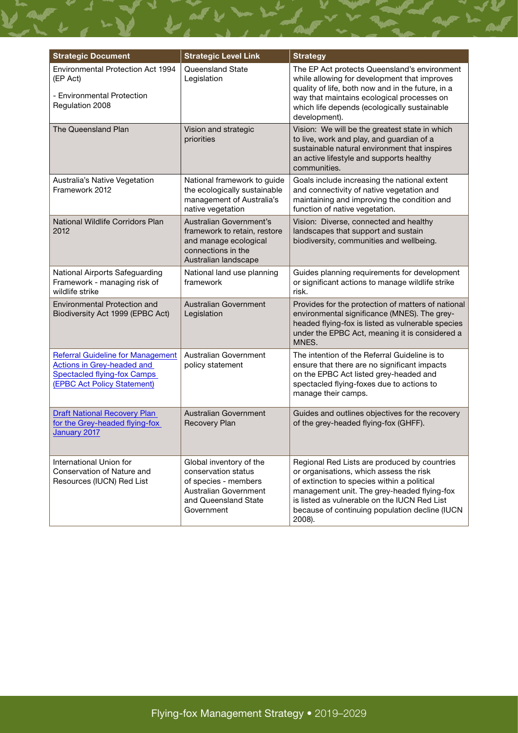| Strategic Document | Strategic Level Link | Strategy |
|---|---|---|
| Environmental Protection Act 1994 (EP Act)<br><br>- Environmental Protection Regulation 2008 | Queensland State Legislation | The EP Act protects Queensland's environment while allowing for development that improves quality of life, both now and in the future, in a way that maintains ecological processes on which life depends (ecologically sustainable development). |
| The Queensland Plan | Vision and strategic priorities | Vision: We will be the greatest state in which to live, work and play, and guardian of a sustainable natural environment that inspires an active lifestyle and supports healthy communities. |
| Australia's Native Vegetation Framework 2012 | National framework to guide the ecologically sustainable management of Australia's native vegetation | Goals include increasing the national extent and connectivity of native vegetation and maintaining and improving the condition and function of native vegetation. |
| National Wildlife Corridors Plan 2012 | Australian Government's framework to retain, restore and manage ecological connections in the Australian landscape | Vision: Diverse, connected and healthy landscapes that support and sustain biodiversity, communities and wellbeing. |
| National Airports Safeguarding Framework - managing risk of wildlife strike | National land use planning framework | Guides planning requirements for development or significant actions to manage wildlife strike risk. |
| Environmental Protection and Biodiversity Act 1999 (EPBC Act) | Australian Government Legislation | Provides for the protection of matters of national environmental significance (MNES). The grey-headed flying-fox is listed as vulnerable species under the EPBC Act, meaning it is considered a MNES. |
| Referral Guideline for Management Actions in Grey-headed and Spectacled flying-fox Camps (EPBC Act Policy Statement) | Australian Government policy statement | The intention of the Referral Guideline is to ensure that there are no significant impacts on the EPBC Act listed grey-headed and spectacled flying-foxes due to actions to manage their camps. |
| Draft National Recovery Plan for the Grey-headed flying-fox January 2017 | Australian Government Recovery Plan | Guides and outlines objectives for the recovery of the grey-headed flying-fox (GHFF). |
| International Union for Conservation of Nature and Resources (IUCN) Red List | Global inventory of the conservation status of species - members Australian Government and Queensland State Government | Regional Red Lists are produced by countries or organisations, which assess the risk of extinction to species within a political management unit. The grey-headed flying-fox is listed as vulnerable on the IUCN Red List because of continuing population decline (IUCN 2008). |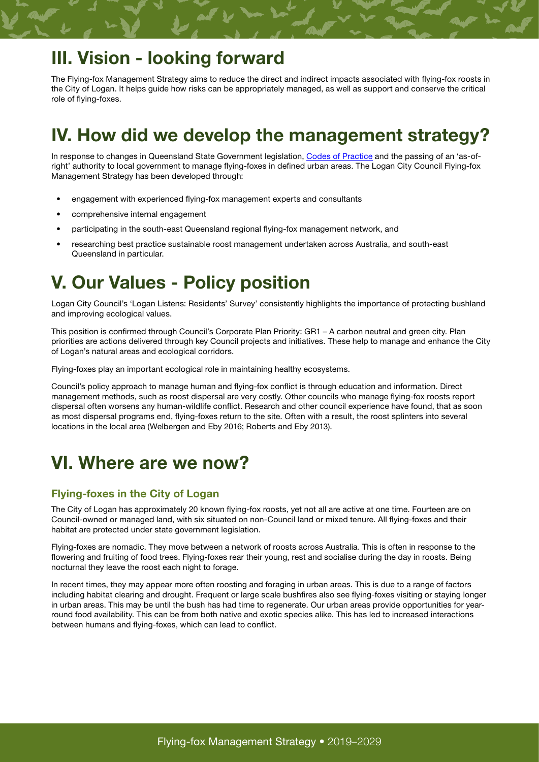# III. Vision - looking forward

The Flying-fox Management Strategy aims to reduce the direct and indirect impacts associated with flying-fox roosts in the City of Logan. It helps guide how risks can be appropriately managed, as well as support and conserve the critical role of flying-foxes.

# IV. How did we develop the management strategy?

In response to changes in Queensland State Government legislation, Codes of Practice and the passing of an 'as-of-right' authority to local government to manage flying-foxes in defined urban areas. The Logan City Council Flying-fox Management Strategy has been developed through:

- engagement with experienced flying-fox management experts and consultants
- comprehensive internal engagement
- participating in the south-east Queensland regional flying-fox management network, and
- researching best practice sustainable roost management undertaken across Australia, and south-east Queensland in particular.

# V. Our Values - Policy position

Logan City Council's 'Logan Listens: Residents' Survey' consistently highlights the importance of protecting bushland and improving ecological values.

This position is confirmed through Council's Corporate Plan Priority: GR1 – A carbon neutral and green city. Plan priorities are actions delivered through key Council projects and initiatives. These help to manage and enhance the City of Logan's natural areas and ecological corridors.

Flying-foxes play an important ecological role in maintaining healthy ecosystems.

Council's policy approach to manage human and flying-fox conflict is through education and information. Direct management methods, such as roost dispersal are very costly. Other councils who manage flying-fox roosts report dispersal often worsens any human-wildlife conflict. Research and other council experience have found, that as soon as most dispersal programs end, flying-foxes return to the site. Often with a result, the roost splinters into several locations in the local area (Welbergen and Eby 2016; Roberts and Eby 2013).

# VI. Where are we now?

## Flying-foxes in the City of Logan

The City of Logan has approximately 20 known flying-fox roosts, yet not all are active at one time. Fourteen are on Council-owned or managed land, with six situated on non-Council land or mixed tenure. All flying-foxes and their habitat are protected under state government legislation.

Flying-foxes are nomadic. They move between a network of roosts across Australia. This is often in response to the flowering and fruiting of food trees. Flying-foxes rear their young, rest and socialise during the day in roosts. Being nocturnal they leave the roost each night to forage.

In recent times, they may appear more often roosting and foraging in urban areas. This is due to a range of factors including habitat clearing and drought. Frequent or large scale bushfires also see flying-foxes visiting or staying longer in urban areas. This may be until the bush has had time to regenerate. Our urban areas provide opportunities for year-round food availability. This can be from both native and exotic species alike. This has led to increased interactions between humans and flying-foxes, which can lead to conflict.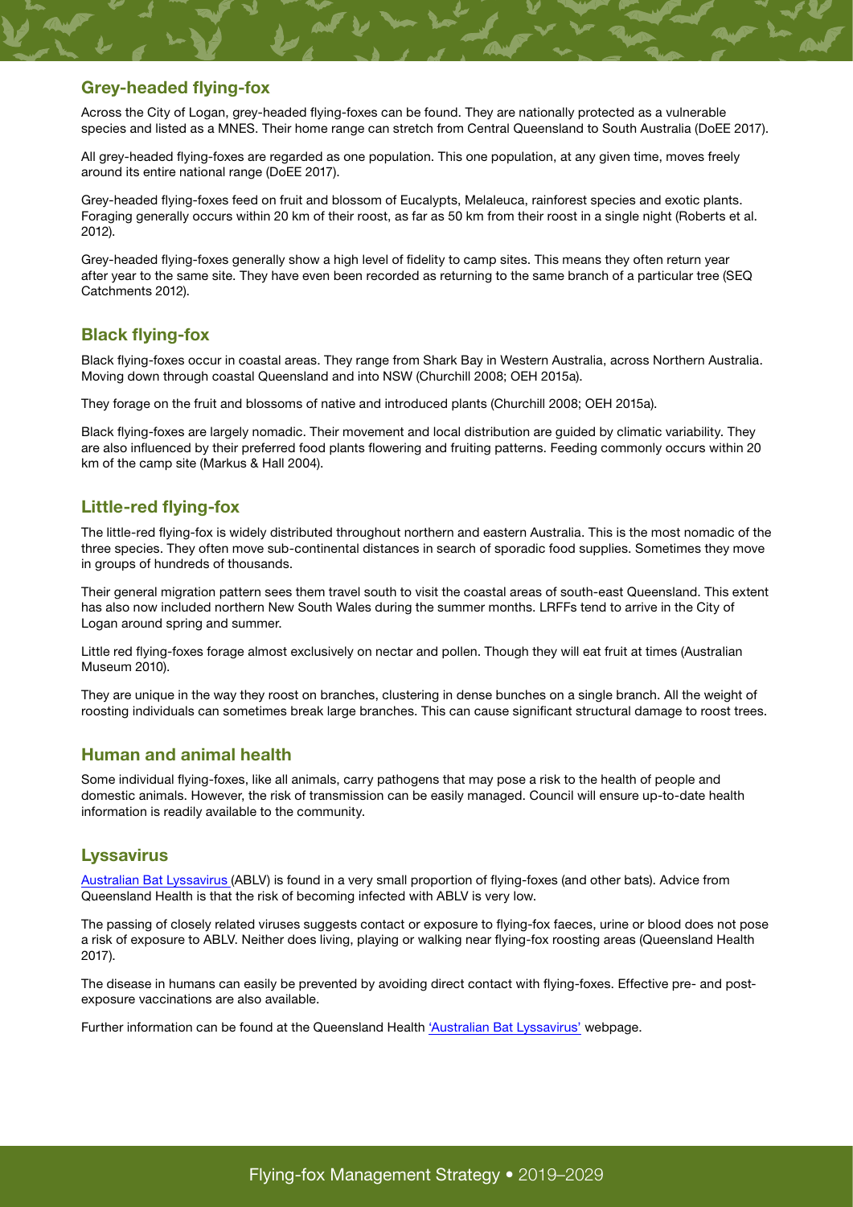## Grey-headed flying-fox

Across the City of Logan, grey-headed flying-foxes can be found. They are nationally protected as a vulnerable species and listed as a MNES. Their home range can stretch from Central Queensland to South Australia (DoEE 2017).

All grey-headed flying-foxes are regarded as one population. This one population, at any given time, moves freely around its entire national range (DoEE 2017).

Grey-headed flying-foxes feed on fruit and blossom of Eucalypts, Melaleuca, rainforest species and exotic plants. Foraging generally occurs within 20 km of their roost, as far as 50 km from their roost in a single night (Roberts et al. 2012).

Grey-headed flying-foxes generally show a high level of fidelity to camp sites. This means they often return year after year to the same site. They have even been recorded as returning to the same branch of a particular tree (SEQ Catchments 2012).

## Black flying-fox

Black flying-foxes occur in coastal areas. They range from Shark Bay in Western Australia, across Northern Australia. Moving down through coastal Queensland and into NSW (Churchill 2008; OEH 2015a).

They forage on the fruit and blossoms of native and introduced plants (Churchill 2008; OEH 2015a).

Black flying-foxes are largely nomadic. Their movement and local distribution are guided by climatic variability. They are also influenced by their preferred food plants flowering and fruiting patterns. Feeding commonly occurs within 20 km of the camp site (Markus & Hall 2004).

## Little-red flying-fox

The little-red flying-fox is widely distributed throughout northern and eastern Australia. This is the most nomadic of the three species. They often move sub-continental distances in search of sporadic food supplies. Sometimes they move in groups of hundreds of thousands.

Their general migration pattern sees them travel south to visit the coastal areas of south-east Queensland. This extent has also now included northern New South Wales during the summer months. LRFFs tend to arrive in the City of Logan around spring and summer.

Little red flying-foxes forage almost exclusively on nectar and pollen. Though they will eat fruit at times (Australian Museum 2010).

They are unique in the way they roost on branches, clustering in dense bunches on a single branch. All the weight of roosting individuals can sometimes break large branches. This can cause significant structural damage to roost trees.

## Human and animal health

Some individual flying-foxes, like all animals, carry pathogens that may pose a risk to the health of people and domestic animals. However, the risk of transmission can be easily managed. Council will ensure up-to-date health information is readily available to the community.

## Lyssavirus

Australian Bat Lyssavirus (ABLV) is found in a very small proportion of flying-foxes (and other bats). Advice from Queensland Health is that the risk of becoming infected with ABLV is very low.

The passing of closely related viruses suggests contact or exposure to flying-fox faeces, urine or blood does not pose a risk of exposure to ABLV. Neither does living, playing or walking near flying-fox roosting areas (Queensland Health 2017).

The disease in humans can easily be prevented by avoiding direct contact with flying-foxes. Effective pre- and post-exposure vaccinations are also available.

Further information can be found at the Queensland Health 'Australian Bat Lyssavirus' webpage.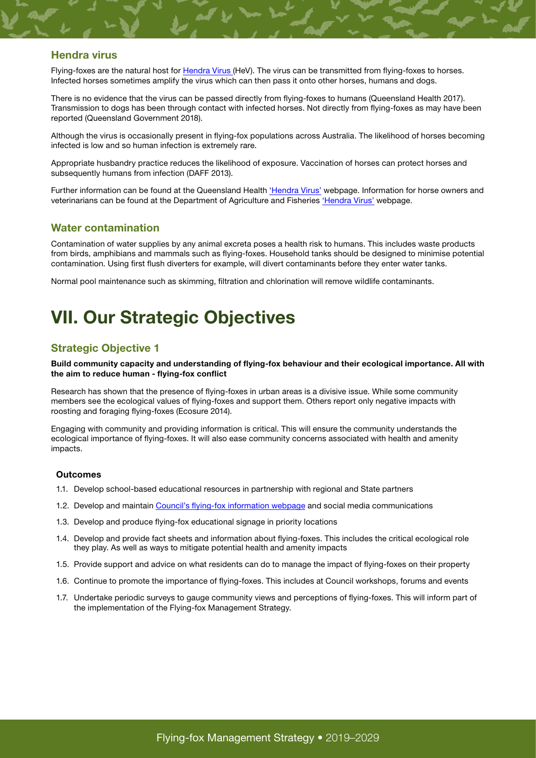### Hendra virus

Flying-foxes are the natural host for Hendra Virus (HeV). The virus can be transmitted from flying-foxes to horses. Infected horses sometimes amplify the virus which can then pass it onto other horses, humans and dogs.

There is no evidence that the virus can be passed directly from flying-foxes to humans (Queensland Health 2017). Transmission to dogs has been through contact with infected horses. Not directly from flying-foxes as may have been reported (Queensland Government 2018).

Although the virus is occasionally present in flying-fox populations across Australia. The likelihood of horses becoming infected is low and so human infection is extremely rare.

Appropriate husbandry practice reduces the likelihood of exposure. Vaccination of horses can protect horses and subsequently humans from infection (DAFF 2013).

Further information can be found at the Queensland Health 'Hendra Virus' webpage. Information for horse owners and veterinarians can be found at the Department of Agriculture and Fisheries 'Hendra Virus' webpage.

### Water contamination

Contamination of water supplies by any animal excreta poses a health risk to humans. This includes waste products from birds, amphibians and mammals such as flying-foxes. Household tanks should be designed to minimise potential contamination. Using first flush diverters for example, will divert contaminants before they enter water tanks.

Normal pool maintenance such as skimming, filtration and chlorination will remove wildlife contaminants.

# VII. Our Strategic Objectives

### Strategic Objective 1

**Build community capacity and understanding of flying-fox behaviour and their ecological importance. All with the aim to reduce human - flying-fox conflict**

Research has shown that the presence of flying-foxes in urban areas is a divisive issue. While some community members see the ecological values of flying-foxes and support them. Others report only negative impacts with roosting and foraging flying-foxes (Ecosure 2014).

Engaging with community and providing information is critical. This will ensure the community understands the ecological importance of flying-foxes. It will also ease community concerns associated with health and amenity impacts.

#### Outcomes

1.1. Develop school-based educational resources in partnership with regional and State partners

1.2. Develop and maintain Council's flying-fox information webpage and social media communications

1.3. Develop and produce flying-fox educational signage in priority locations

1.4. Develop and provide fact sheets and information about flying-foxes. This includes the critical ecological role they play. As well as ways to mitigate potential health and amenity impacts

1.5. Provide support and advice on what residents can do to manage the impact of flying-foxes on their property

1.6. Continue to promote the importance of flying-foxes. This includes at Council workshops, forums and events

1.7. Undertake periodic surveys to gauge community views and perceptions of flying-foxes. This will inform part of the implementation of the Flying-fox Management Strategy.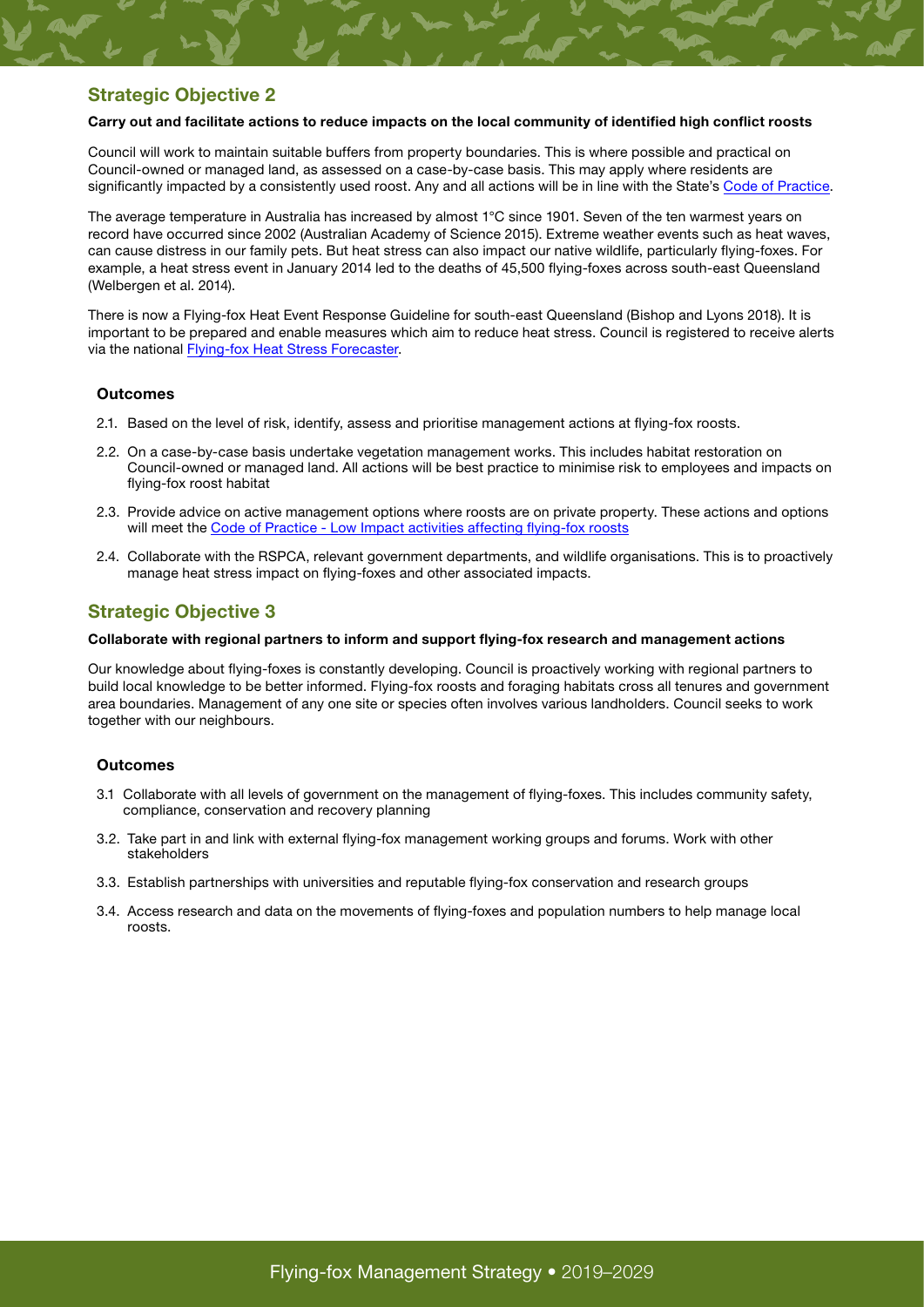## Strategic Objective 2

**Carry out and facilitate actions to reduce impacts on the local community of identified high conflict roosts**

Council will work to maintain suitable buffers from property boundaries. This is where possible and practical on Council-owned or managed land, as assessed on a case-by-case basis. This may apply where residents are significantly impacted by a consistently used roost. Any and all actions will be in line with the State's Code of Practice.

The average temperature in Australia has increased by almost 1°C since 1901. Seven of the ten warmest years on record have occurred since 2002 (Australian Academy of Science 2015). Extreme weather events such as heat waves, can cause distress in our family pets. But heat stress can also impact our native wildlife, particularly flying-foxes. For example, a heat stress event in January 2014 led to the deaths of 45,500 flying-foxes across south-east Queensland (Welbergen et al. 2014).

There is now a Flying-fox Heat Event Response Guideline for south-east Queensland (Bishop and Lyons 2018). It is important to be prepared and enable measures which aim to reduce heat stress. Council is registered to receive alerts via the national Flying-fox Heat Stress Forecaster.

### Outcomes

2.1. Based on the level of risk, identify, assess and prioritise management actions at flying-fox roosts.

2.2. On a case-by-case basis undertake vegetation management works. This includes habitat restoration on Council-owned or managed land. All actions will be best practice to minimise risk to employees and impacts on flying-fox roost habitat

2.3. Provide advice on active management options where roosts are on private property. These actions and options will meet the Code of Practice - Low Impact activities affecting flying-fox roosts

2.4. Collaborate with the RSPCA, relevant government departments, and wildlife organisations. This is to proactively manage heat stress impact on flying-foxes and other associated impacts.

## Strategic Objective 3

**Collaborate with regional partners to inform and support flying-fox research and management actions**

Our knowledge about flying-foxes is constantly developing. Council is proactively working with regional partners to build local knowledge to be better informed. Flying-fox roosts and foraging habitats cross all tenures and government area boundaries. Management of any one site or species often involves various landholders. Council seeks to work together with our neighbours.

### Outcomes

3.1 Collaborate with all levels of government on the management of flying-foxes. This includes community safety, compliance, conservation and recovery planning

3.2. Take part in and link with external flying-fox management working groups and forums. Work with other stakeholders

3.3. Establish partnerships with universities and reputable flying-fox conservation and research groups

3.4. Access research and data on the movements of flying-foxes and population numbers to help manage local roosts.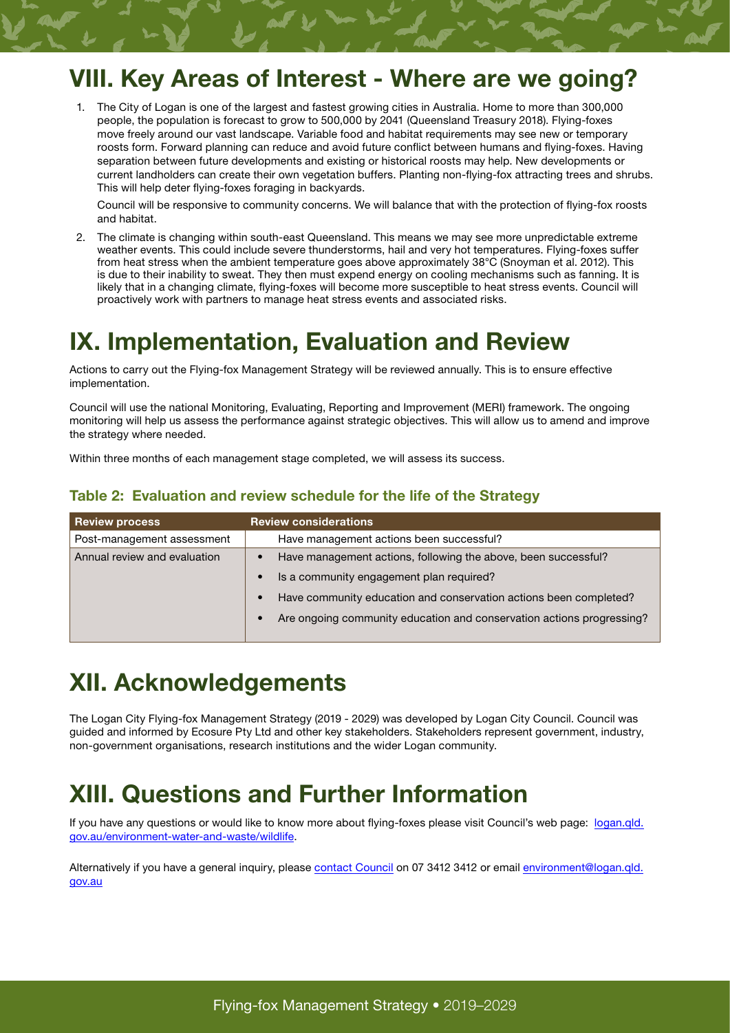# VIII. Key Areas of Interest - Where are we going?

1. The City of Logan is one of the largest and fastest growing cities in Australia. Home to more than 300,000 people, the population is forecast to grow to 500,000 by 2041 (Queensland Treasury 2018). Flying-foxes move freely around our vast landscape. Variable food and habitat requirements may see new or temporary roosts form. Forward planning can reduce and avoid future conflict between humans and flying-foxes. Having separation between future developments and existing or historical roosts may help. New developments or current landholders can create their own vegetation buffers. Planting non-flying-fox attracting trees and shrubs. This will help deter flying-foxes foraging in backyards.

   Council will be responsive to community concerns. We will balance that with the protection of flying-fox roosts and habitat.

2. The climate is changing within south-east Queensland. This means we may see more unpredictable extreme weather events. This could include severe thunderstorms, hail and very hot temperatures. Flying-foxes suffer from heat stress when the ambient temperature goes above approximately 38°C (Snoyman et al. 2012). This is due to their inability to sweat. They then must expend energy on cooling mechanisms such as fanning. It is likely that in a changing climate, flying-foxes will become more susceptible to heat stress events. Council will proactively work with partners to manage heat stress events and associated risks.

# IX. Implementation, Evaluation and Review

Actions to carry out the Flying-fox Management Strategy will be reviewed annually. This is to ensure effective implementation.

Council will use the national Monitoring, Evaluating, Reporting and Improvement (MERI) framework. The ongoing monitoring will help us assess the performance against strategic objectives. This will allow us to amend and improve the strategy where needed.

Within three months of each management stage completed, we will assess its success.

### Table 2: Evaluation and review schedule for the life of the Strategy

| Review process | Review considerations |
| --- | --- |
| Post-management assessment | Have management actions been successful? |
| Annual review and evaluation | • Have management actions, following the above, been successful?<br>• Is a community engagement plan required?<br>• Have community education and conservation actions been completed?<br>• Are ongoing community education and conservation actions progressing? |

# XII. Acknowledgements

The Logan City Flying-fox Management Strategy (2019 - 2029) was developed by Logan City Council. Council was guided and informed by Ecosure Pty Ltd and other key stakeholders. Stakeholders represent government, industry, non-government organisations, research institutions and the wider Logan community.

# XIII. Questions and Further Information

If you have any questions or would like to know more about flying-foxes please visit Council's web page: logan.qld.gov.au/environment-water-and-waste/wildlife.

Alternatively if you have a general inquiry, please contact Council on 07 3412 3412 or email environment@logan.qld.gov.au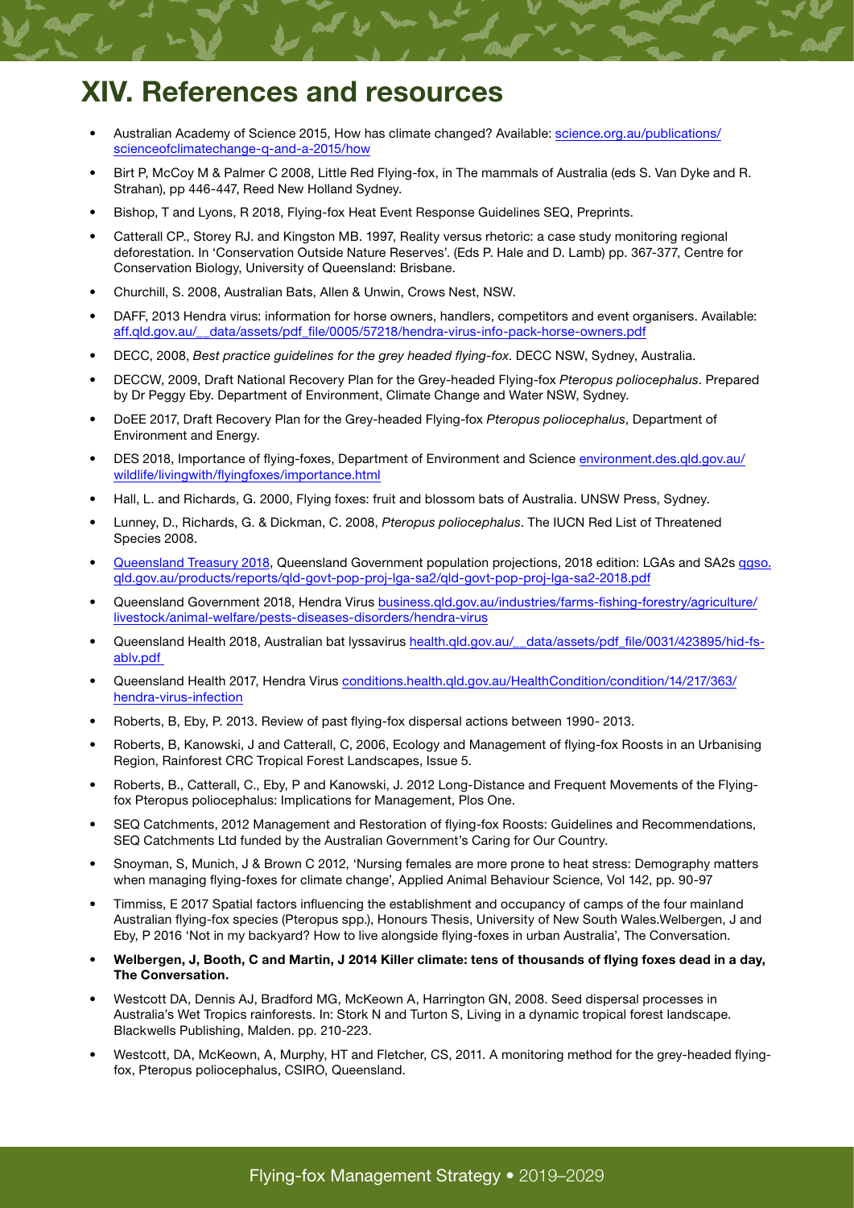# XIV. References and resources

- Australian Academy of Science 2015, How has climate changed? Available: science.org.au/publications/scienceofclimatechange-q-and-a-2015/how
- Birt P, McCoy M & Palmer C 2008, Little Red Flying-fox, in The mammals of Australia (eds S. Van Dyke and R. Strahan), pp 446-447, Reed New Holland Sydney.
- Bishop, T and Lyons, R 2018, Flying-fox Heat Event Response Guidelines SEQ, Preprints.
- Catterall CP., Storey RJ. and Kingston MB. 1997, Reality versus rhetoric: a case study monitoring regional deforestation. In 'Conservation Outside Nature Reserves'. (Eds P. Hale and D. Lamb) pp. 367-377, Centre for Conservation Biology, University of Queensland: Brisbane.
- Churchill, S. 2008, Australian Bats, Allen & Unwin, Crows Nest, NSW.
- DAFF, 2013 Hendra virus: information for horse owners, handlers, competitors and event organisers. Available: aff.qld.gov.au/__data/assets/pdf_file/0005/57218/hendra-virus-info-pack-horse-owners.pdf
- DECC, 2008, *Best practice guidelines for the grey headed flying-fox*. DECC NSW, Sydney, Australia.
- DECCW, 2009, Draft National Recovery Plan for the Grey-headed Flying-fox *Pteropus poliocephalus*. Prepared by Dr Peggy Eby. Department of Environment, Climate Change and Water NSW, Sydney.
- DoEE 2017, Draft Recovery Plan for the Grey-headed Flying-fox *Pteropus poliocephalus*, Department of Environment and Energy.
- DES 2018, Importance of flying-foxes, Department of Environment and Science environment.des.qld.gov.au/wildlife/livingwith/flyingfoxes/importance.html
- Hall, L. and Richards, G. 2000, Flying foxes: fruit and blossom bats of Australia. UNSW Press, Sydney.
- Lunney, D., Richards, G. & Dickman, C. 2008, *Pteropus poliocephalus*. The IUCN Red List of Threatened Species 2008.
- Queensland Treasury 2018, Queensland Government population projections, 2018 edition: LGAs and SA2s qgso.qld.gov.au/products/reports/qld-govt-pop-proj-lga-sa2/qld-govt-pop-proj-lga-sa2-2018.pdf
- Queensland Government 2018, Hendra Virus business.qld.gov.au/industries/farms-fishing-forestry/agriculture/livestock/animal-welfare/pests-diseases-disorders/hendra-virus
- Queensland Health 2018, Australian bat lyssavirus health.qld.gov.au/__data/assets/pdf_file/0031/423895/hid-fs-ablv.pdf
- Queensland Health 2017, Hendra Virus conditions.health.qld.gov.au/HealthCondition/condition/14/217/363/hendra-virus-infection
- Roberts, B, Eby, P. 2013. Review of past flying-fox dispersal actions between 1990- 2013.
- Roberts, B, Kanowski, J and Catterall, C, 2006, Ecology and Management of flying-fox Roosts in an Urbanising Region, Rainforest CRC Tropical Forest Landscapes, Issue 5.
- Roberts, B., Catterall, C., Eby, P and Kanowski, J. 2012 Long-Distance and Frequent Movements of the Flying-fox Pteropus poliocephalus: Implications for Management, Plos One.
- SEQ Catchments, 2012 Management and Restoration of flying-fox Roosts: Guidelines and Recommendations, SEQ Catchments Ltd funded by the Australian Government's Caring for Our Country.
- Snoyman, S, Munich, J & Brown C 2012, 'Nursing females are more prone to heat stress: Demography matters when managing flying-foxes for climate change', Applied Animal Behaviour Science, Vol 142, pp. 90-97
- Timmiss, E 2017 Spatial factors influencing the establishment and occupancy of camps of the four mainland Australian flying-fox species (Pteropus spp.), Honours Thesis, University of New South Wales.Welbergen, J and Eby, P 2016 'Not in my backyard? How to live alongside flying-foxes in urban Australia', The Conversation.
- **Welbergen, J, Booth, C and Martin, J 2014 Killer climate: tens of thousands of flying foxes dead in a day, The Conversation.**
- Westcott DA, Dennis AJ, Bradford MG, McKeown A, Harrington GN, 2008. Seed dispersal processes in Australia's Wet Tropics rainforests. In: Stork N and Turton S, Living in a dynamic tropical forest landscape. Blackwells Publishing, Malden. pp. 210-223.
- Westcott, DA, McKeown, A, Murphy, HT and Fletcher, CS, 2011. A monitoring method for the grey-headed flying-fox, Pteropus poliocephalus, CSIRO, Queensland.